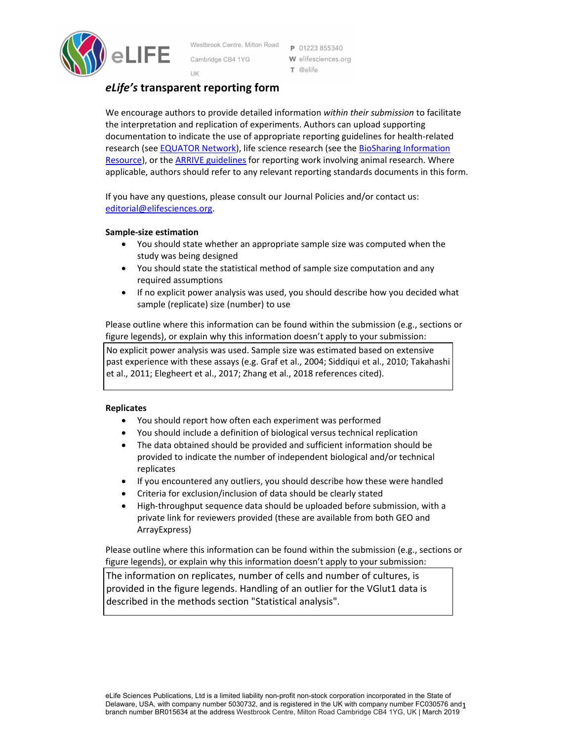Westbrook Centre, Milton Road
Cambridge CB4 1YG
UK

P 01223 855340
W elifesciences.org
T @elife

# *eLife's* transparent reporting form

We encourage authors to provide detailed information *within their submission* to facilitate the interpretation and replication of experiments. Authors can upload supporting documentation to indicate the use of appropriate reporting guidelines for health-related research (see EQUATOR Network), life science research (see the BioSharing Information Resource), or the ARRIVE guidelines for reporting work involving animal research. Where applicable, authors should refer to any relevant reporting standards documents in this form.

If you have any questions, please consult our Journal Policies and/or contact us: editorial@elifesciences.org.

**Sample-size estimation**

- You should state whether an appropriate sample size was computed when the study was being designed
- You should state the statistical method of sample size computation and any required assumptions
- If no explicit power analysis was used, you should describe how you decided what sample (replicate) size (number) to use

Please outline where this information can be found within the submission (e.g., sections or figure legends), or explain why this information doesn't apply to your submission:

No explicit power analysis was used. Sample size was estimated based on extensive past experience with these assays (e.g. Graf et al., 2004; Siddiqui et al., 2010; Takahashi et al., 2011; Elegheert et al., 2017; Zhang et al., 2018 references cited).

**Replicates**

- You should report how often each experiment was performed
- You should include a definition of biological versus technical replication
- The data obtained should be provided and sufficient information should be provided to indicate the number of independent biological and/or technical replicates
- If you encountered any outliers, you should describe how these were handled
- Criteria for exclusion/inclusion of data should be clearly stated
- High-throughput sequence data should be uploaded before submission, with a private link for reviewers provided (these are available from both GEO and ArrayExpress)

Please outline where this information can be found within the submission (e.g., sections or figure legends), or explain why this information doesn't apply to your submission:

The information on replicates, number of cells and number of cultures, is provided in the figure legends. Handling of an outlier for the VGlut1 data is described in the methods section "Statistical analysis".

eLife Sciences Publications, Ltd is a limited liability non-profit non-stock corporation incorporated in the State of Delaware, USA, with company number 5030732, and is registered in the UK with company number FC030576 and branch number BR015634 at the address Westbrook Centre, Milton Road Cambridge CB4 1YG, UK | March 2019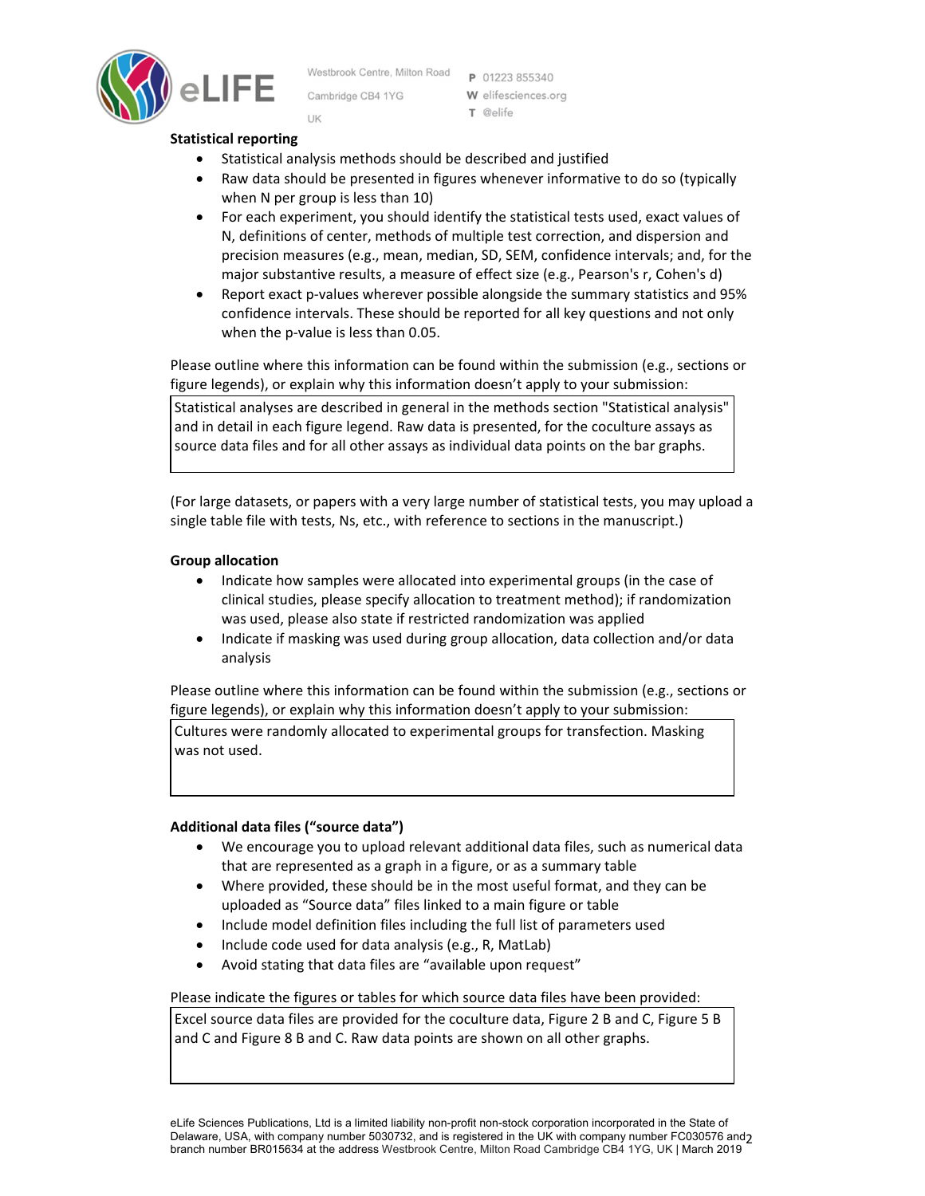### Statistical reporting

- Statistical analysis methods should be described and justified
- Raw data should be presented in figures whenever informative to do so (typically when N per group is less than 10)
- For each experiment, you should identify the statistical tests used, exact values of N, definitions of center, methods of multiple test correction, and dispersion and precision measures (e.g., mean, median, SD, SEM, confidence intervals; and, for the major substantive results, a measure of effect size (e.g., Pearson's r, Cohen's d)
- Report exact p-values wherever possible alongside the summary statistics and 95% confidence intervals. These should be reported for all key questions and not only when the p-value is less than 0.05.

Please outline where this information can be found within the submission (e.g., sections or figure legends), or explain why this information doesn't apply to your submission:

Statistical analyses are described in general in the methods section "Statistical analysis" and in detail in each figure legend. Raw data is presented, for the coculture assays as source data files and for all other assays as individual data points on the bar graphs.

(For large datasets, or papers with a very large number of statistical tests, you may upload a single table file with tests, Ns, etc., with reference to sections in the manuscript.)

### Group allocation

- Indicate how samples were allocated into experimental groups (in the case of clinical studies, please specify allocation to treatment method); if randomization was used, please also state if restricted randomization was applied
- Indicate if masking was used during group allocation, data collection and/or data analysis

Please outline where this information can be found within the submission (e.g., sections or figure legends), or explain why this information doesn't apply to your submission:

Cultures were randomly allocated to experimental groups for transfection. Masking was not used.

### Additional data files ("source data")

- We encourage you to upload relevant additional data files, such as numerical data that are represented as a graph in a figure, or as a summary table
- Where provided, these should be in the most useful format, and they can be uploaded as "Source data" files linked to a main figure or table
- Include model definition files including the full list of parameters used
- Include code used for data analysis (e.g., R, MatLab)
- Avoid stating that data files are "available upon request"

Please indicate the figures or tables for which source data files have been provided:

Excel source data files are provided for the coculture data, Figure 2 B and C, Figure 5 B and C and Figure 8 B and C. Raw data points are shown on all other graphs.